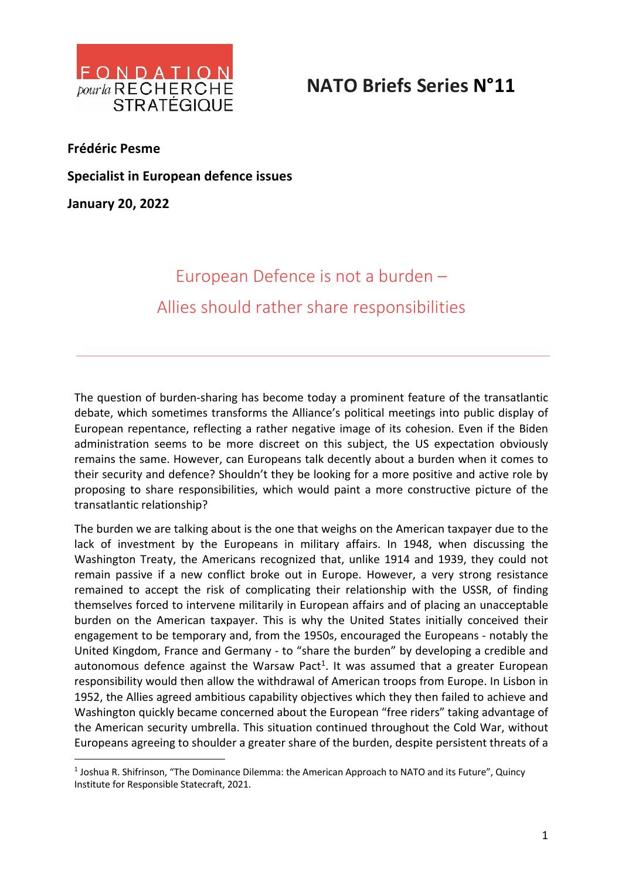FONDATION pour la RECHERCHE STRATÉGIQUE

# NATO Briefs Series N°11

**Frédéric Pesme**

**Specialist in European defence issues**

**January 20, 2022**

## European Defence is not a burden – Allies should rather share responsibilities

---

The question of burden-sharing has become today a prominent feature of the transatlantic debate, which sometimes transforms the Alliance's political meetings into public display of European repentance, reflecting a rather negative image of its cohesion. Even if the Biden administration seems to be more discreet on this subject, the US expectation obviously remains the same. However, can Europeans talk decently about a burden when it comes to their security and defence? Shouldn't they be looking for a more positive and active role by proposing to share responsibilities, which would paint a more constructive picture of the transatlantic relationship?

The burden we are talking about is the one that weighs on the American taxpayer due to the lack of investment by the Europeans in military affairs. In 1948, when discussing the Washington Treaty, the Americans recognized that, unlike 1914 and 1939, they could not remain passive if a new conflict broke out in Europe. However, a very strong resistance remained to accept the risk of complicating their relationship with the USSR, of finding themselves forced to intervene militarily in European affairs and of placing an unacceptable burden on the American taxpayer. This is why the United States initially conceived their engagement to be temporary and, from the 1950s, encouraged the Europeans - notably the United Kingdom, France and Germany - to "share the burden" by developing a credible and autonomous defence against the Warsaw Pact[1]. It was assumed that a greater European responsibility would then allow the withdrawal of American troops from Europe. In Lisbon in 1952, the Allies agreed ambitious capability objectives which they then failed to achieve and Washington quickly became concerned about the European "free riders" taking advantage of the American security umbrella. This situation continued throughout the Cold War, without Europeans agreeing to shoulder a greater share of the burden, despite persistent threats of a

---

[1] Joshua R. Shifrinson, "The Dominance Dilemma: the American Approach to NATO and its Future", Quincy Institute for Responsible Statecraft, 2021.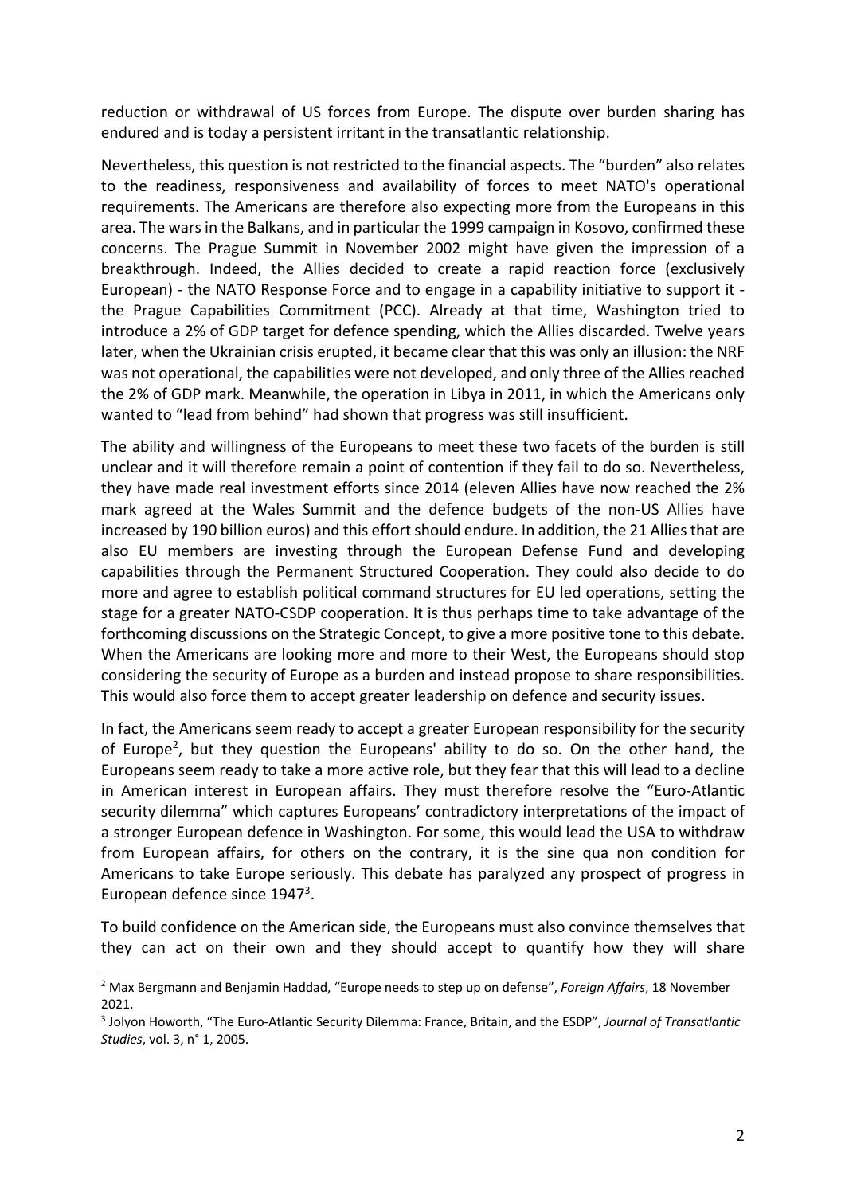reduction or withdrawal of US forces from Europe. The dispute over burden sharing has endured and is today a persistent irritant in the transatlantic relationship.

Nevertheless, this question is not restricted to the financial aspects. The "burden" also relates to the readiness, responsiveness and availability of forces to meet NATO's operational requirements. The Americans are therefore also expecting more from the Europeans in this area. The wars in the Balkans, and in particular the 1999 campaign in Kosovo, confirmed these concerns. The Prague Summit in November 2002 might have given the impression of a breakthrough. Indeed, the Allies decided to create a rapid reaction force (exclusively European) - the NATO Response Force and to engage in a capability initiative to support it - the Prague Capabilities Commitment (PCC). Already at that time, Washington tried to introduce a 2% of GDP target for defence spending, which the Allies discarded. Twelve years later, when the Ukrainian crisis erupted, it became clear that this was only an illusion: the NRF was not operational, the capabilities were not developed, and only three of the Allies reached the 2% of GDP mark. Meanwhile, the operation in Libya in 2011, in which the Americans only wanted to "lead from behind" had shown that progress was still insufficient.

The ability and willingness of the Europeans to meet these two facets of the burden is still unclear and it will therefore remain a point of contention if they fail to do so. Nevertheless, they have made real investment efforts since 2014 (eleven Allies have now reached the 2% mark agreed at the Wales Summit and the defence budgets of the non-US Allies have increased by 190 billion euros) and this effort should endure. In addition, the 21 Allies that are also EU members are investing through the European Defense Fund and developing capabilities through the Permanent Structured Cooperation. They could also decide to do more and agree to establish political command structures for EU led operations, setting the stage for a greater NATO-CSDP cooperation. It is thus perhaps time to take advantage of the forthcoming discussions on the Strategic Concept, to give a more positive tone to this debate. When the Americans are looking more and more to their West, the Europeans should stop considering the security of Europe as a burden and instead propose to share responsibilities. This would also force them to accept greater leadership on defence and security issues.

In fact, the Americans seem ready to accept a greater European responsibility for the security of Europe[2], but they question the Europeans' ability to do so. On the other hand, the Europeans seem ready to take a more active role, but they fear that this will lead to a decline in American interest in European affairs. They must therefore resolve the "Euro-Atlantic security dilemma" which captures Europeans' contradictory interpretations of the impact of a stronger European defence in Washington. For some, this would lead the USA to withdraw from European affairs, for others on the contrary, it is the sine qua non condition for Americans to take Europe seriously. This debate has paralyzed any prospect of progress in European defence since 1947[3].

To build confidence on the American side, the Europeans must also convince themselves that they can act on their own and they should accept to quantify how they will share

---

[2] Max Bergmann and Benjamin Haddad, "Europe needs to step up on defense", *Foreign Affairs*, 18 November 2021.

[3] Jolyon Howorth, "The Euro-Atlantic Security Dilemma: France, Britain, and the ESDP", *Journal of Transatlantic Studies*, vol. 3, n° 1, 2005.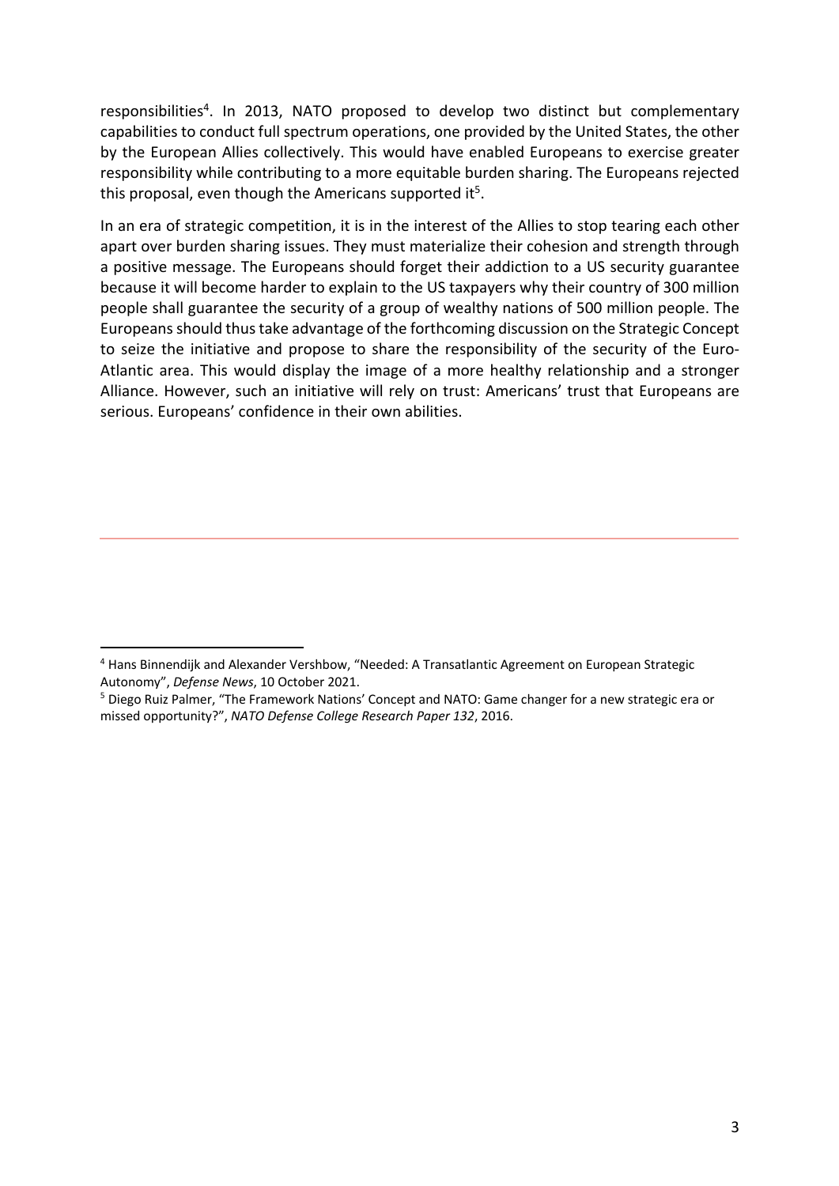responsibilities[4]. In 2013, NATO proposed to develop two distinct but complementary capabilities to conduct full spectrum operations, one provided by the United States, the other by the European Allies collectively. This would have enabled Europeans to exercise greater responsibility while contributing to a more equitable burden sharing. The Europeans rejected this proposal, even though the Americans supported it[5].

In an era of strategic competition, it is in the interest of the Allies to stop tearing each other apart over burden sharing issues. They must materialize their cohesion and strength through a positive message. The Europeans should forget their addiction to a US security guarantee because it will become harder to explain to the US taxpayers why their country of 300 million people shall guarantee the security of a group of wealthy nations of 500 million people. The Europeans should thus take advantage of the forthcoming discussion on the Strategic Concept to seize the initiative and propose to share the responsibility of the security of the Euro-Atlantic area. This would display the image of a more healthy relationship and a stronger Alliance. However, such an initiative will rely on trust: Americans' trust that Europeans are serious. Europeans' confidence in their own abilities.

---

[4] Hans Binnendijk and Alexander Vershbow, "Needed: A Transatlantic Agreement on European Strategic Autonomy", *Defense News*, 10 October 2021.

[5] Diego Ruiz Palmer, "The Framework Nations' Concept and NATO: Game changer for a new strategic era or missed opportunity?", *NATO Defense College Research Paper 132*, 2016.